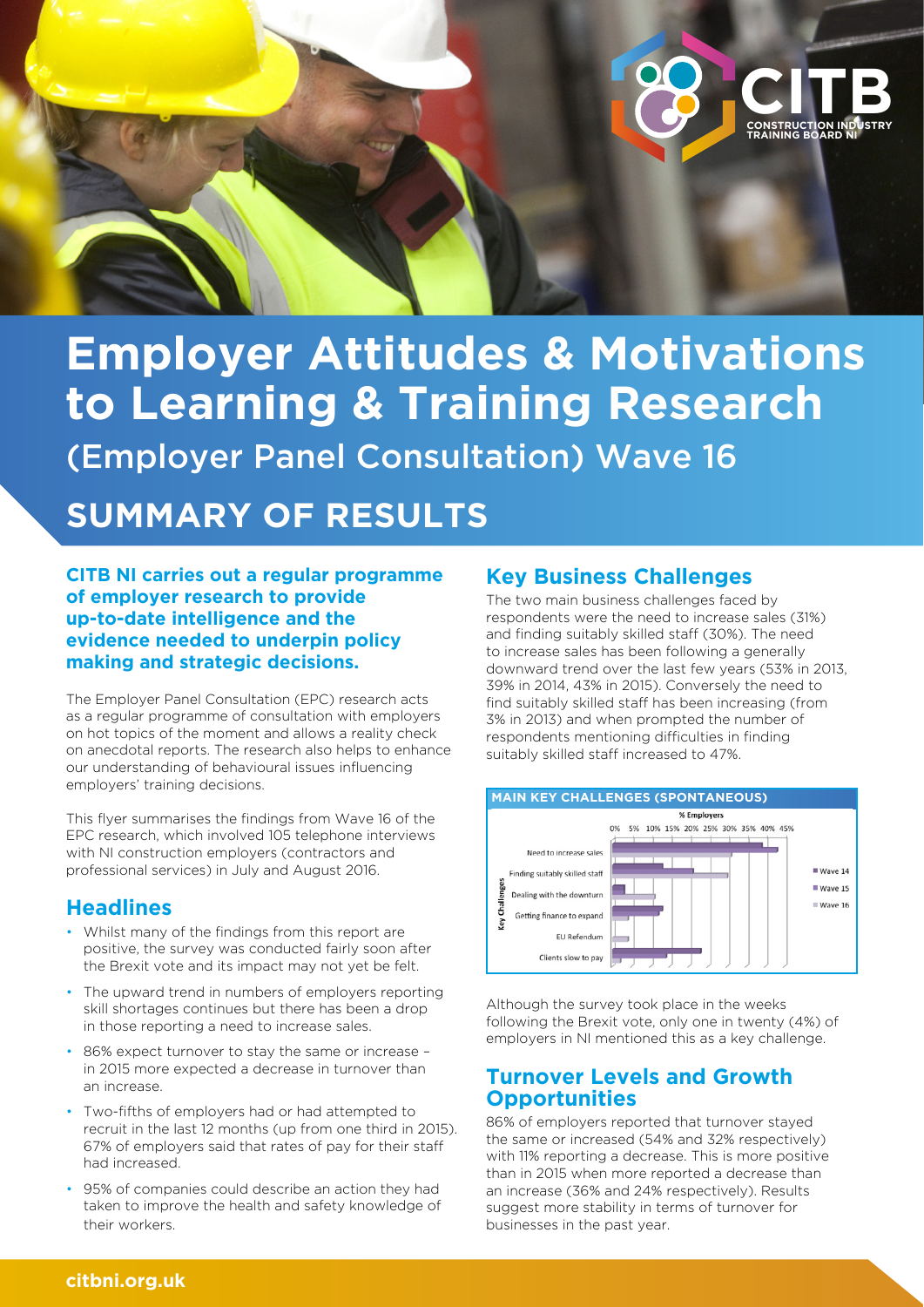# Employer Attitudes & Motivations to Learning & Training Research

## (Employer Panel Consultation) Wave 16

## SUMMARY OF RESULTS

**CITB NI carries out a regular programme of employer research to provide up-to-date intelligence and the evidence needed to underpin policy making and strategic decisions.**

The Employer Panel Consultation (EPC) research acts as a regular programme of consultation with employers on hot topics of the moment and allows a reality check on anecdotal reports. The research also helps to enhance our understanding of behavioural issues influencing employers' training decisions.

This flyer summarises the findings from Wave 16 of the EPC research, which involved 105 telephone interviews with NI construction employers (contractors and professional services) in July and August 2016.

## Headlines

- Whilst many of the findings from this report are positive, the survey was conducted fairly soon after the Brexit vote and its impact may not yet be felt.
- The upward trend in numbers of employers reporting skill shortages continues but there has been a drop in those reporting a need to increase sales.
- 86% expect turnover to stay the same or increase – in 2015 more expected a decrease in turnover than an increase.
- Two-fifths of employers had or had attempted to recruit in the last 12 months (up from one third in 2015). 67% of employers said that rates of pay for their staff had increased.
- 95% of companies could describe an action they had taken to improve the health and safety knowledge of their workers.

## Key Business Challenges

The two main business challenges faced by respondents were the need to increase sales (31%) and finding suitably skilled staff (30%). The need to increase sales has been following a generally downward trend over the last few years (53% in 2013, 39% in 2014, 43% in 2015). Conversely the need to find suitably skilled staff has been increasing (from 3% in 2013) and when prompted the number of respondents mentioning difficulties in finding suitably skilled staff increased to 47%.

**MAIN KEY CHALLENGES (SPONTANEOUS)**

% Employers (0%–45%); Key Challenges: Need to increase sales; Finding suitably skilled staff; Dealing with the downturn; Getting finance to expand; EU Refendum; Clients slow to pay. Legend: Wave 14, Wave 15, Wave 16.

Although the survey took place in the weeks following the Brexit vote, only one in twenty (4%) of employers in NI mentioned this as a key challenge.

## Turnover Levels and Growth Opportunities

86% of employers reported that turnover stayed the same or increased (54% and 32% respectively) with 11% reporting a decrease. This is more positive than in 2015 when more reported a decrease than an increase (36% and 24% respectively). Results suggest more stability in terms of turnover for businesses in the past year.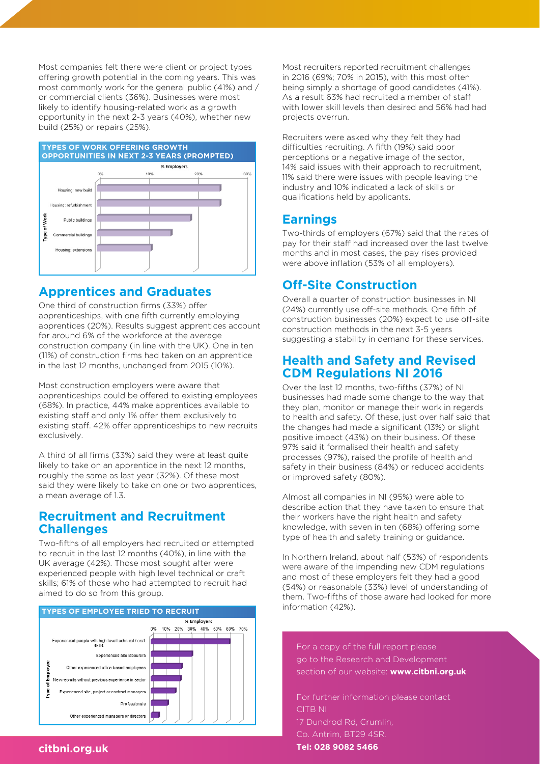Most companies felt there were client or project types offering growth potential in the coming years. This was most commonly work for the general public (41%) and / or commercial clients (36%). Businesses were most likely to identify housing-related work as a growth opportunity in the next 2-3 years (40%), whether new build (25%) or repairs (25%).

**TYPES OF WORK OFFERING GROWTH OPPORTUNITIES IN NEXT 2-3 YEARS (PROMPTED)**

% Employers

0% 10% 20% 30%

Type of Work

Housing: new build
Housing: refurbishment
Public buildings
Commercial buildings
Housing: extensions

## Apprentices and Graduates

One third of construction firms (33%) offer apprenticeships, with one fifth currently employing apprentices (20%). Results suggest apprentices account for around 6% of the workforce at the average construction company (in line with the UK). One in ten (11%) of construction firms had taken on an apprentice in the last 12 months, unchanged from 2015 (10%).

Most construction employers were aware that apprenticeships could be offered to existing employees (68%). In practice, 44% make apprentices available to existing staff and only 1% offer them exclusively to existing staff. 42% offer apprenticeships to new recruits exclusively.

A third of all firms (33%) said they were at least quite likely to take on an apprentice in the next 12 months, roughly the same as last year (32%). Of these most said they were likely to take on one or two apprentices, a mean average of 1.3.

## Recruitment and Recruitment Challenges

Two-fifths of all employers had recruited or attempted to recruit in the last 12 months (40%), in line with the UK average (42%). Those most sought after were experienced people with high level technical or craft skills; 61% of those who had attempted to recruit had aimed to do so from this group.

**TYPES OF EMPLOYEE TRIED TO RECRUIT**

% Employers

0% 10% 20% 30% 40% 50% 60% 70%

Type of Employee

Experienced people with high level technical / craft skills
Experienced site labourers
Other experienced office-based employees
New recruits without previous experience in sector
Experienced site, project or contract managers
Professionals
Other experienced managers or directors

Most recruiters reported recruitment challenges in 2016 (69%; 70% in 2015), with this most often being simply a shortage of good candidates (41%). As a result 63% had recruited a member of staff with lower skill levels than desired and 56% had had projects overrun.

Recruiters were asked why they felt they had difficulties recruiting. A fifth (19%) said poor perceptions or a negative image of the sector, 14% said issues with their approach to recruitment, 11% said there were issues with people leaving the industry and 10% indicated a lack of skills or qualifications held by applicants.

## Earnings

Two-thirds of employers (67%) said that the rates of pay for their staff had increased over the last twelve months and in most cases, the pay rises provided were above inflation (53% of all employers).

## Off-Site Construction

Overall a quarter of construction businesses in NI (24%) currently use off-site methods. One fifth of construction businesses (20%) expect to use off-site construction methods in the next 3-5 years suggesting a stability in demand for these services.

## Health and Safety and Revised CDM Regulations NI 2016

Over the last 12 months, two-fifths (37%) of NI businesses had made some change to the way that they plan, monitor or manage their work in regards to health and safety. Of these, just over half said that the changes had made a significant (13%) or slight positive impact (43%) on their business. Of these 97% said it formalised their health and safety processes (97%), raised the profile of health and safety in their business (84%) or reduced accidents or improved safety (80%).

Almost all companies in NI (95%) were able to describe action that they have taken to ensure that their workers have the right health and safety knowledge, with seven in ten (68%) offering some type of health and safety training or guidance.

In Northern Ireland, about half (53%) of respondents were aware of the impending new CDM regulations and most of these employers felt they had a good (54%) or reasonable (33%) level of understanding of them. Two-fifths of those aware had looked for more information (42%).

For a copy of the full report please go to the Research and Development section of our website: **www.citbni.org.uk**

For further information please contact
CITB NI
17 Dundrod Rd, Crumlin,
Co. Antrim, BT29 4SR.
**Tel: 028 9082 5466**

**citbni.org.uk**